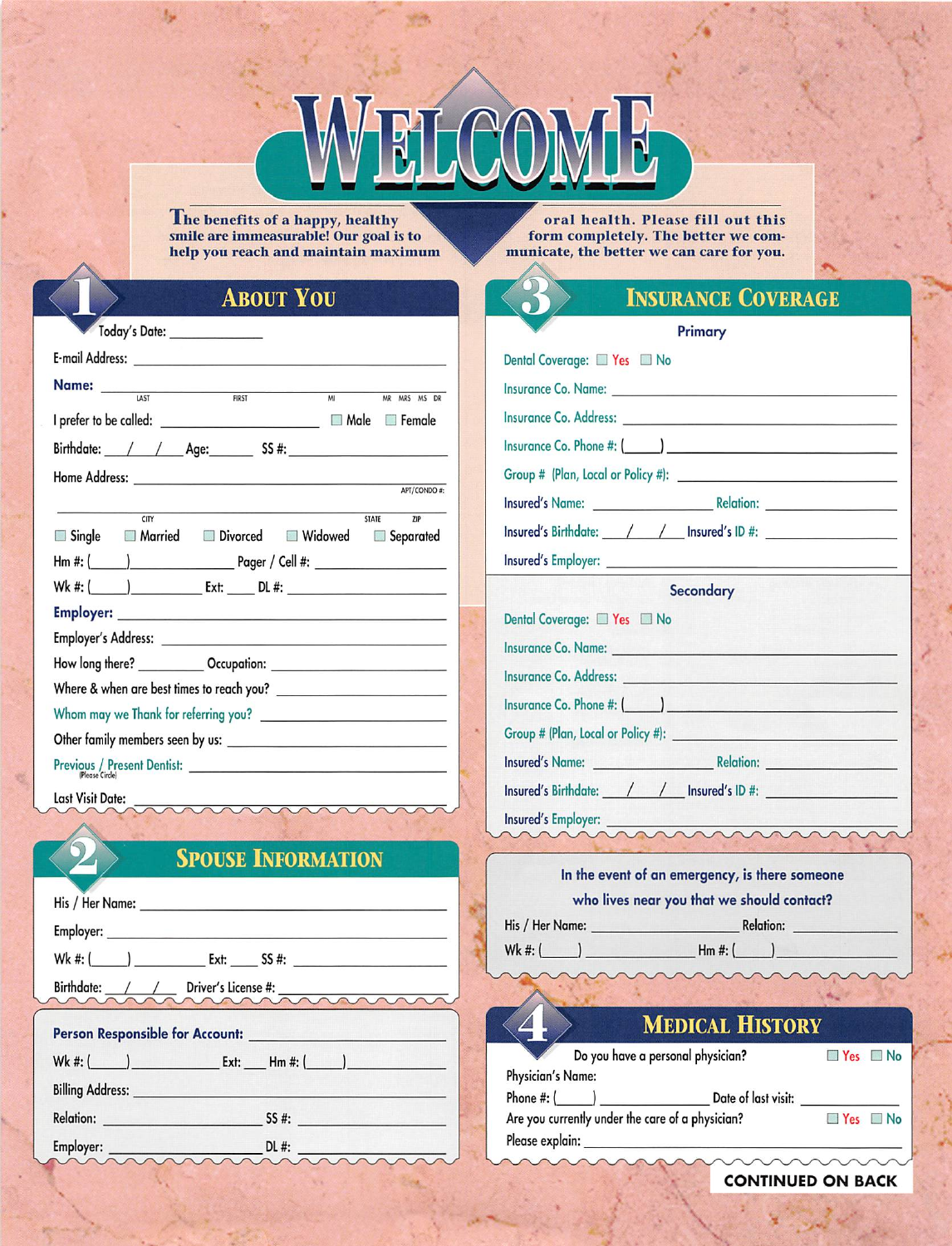# WELCOME

**The benefits of a happy, healthy smile are immeasurable! Our goal is to help you reach and maintain maximum oral health. Please fill out this form completely. The better we communicate, the better we can care for you.**

## 1 About You

Today's Date: ____________

E-mail Address: ______________________________

**Name:** ______________________________
LAST FIRST MI MR MRS MS DR

I prefer to be called: ____________________ ☐ Male ☐ Female

Birthdate: ___/___/___ Age: ______ SS #: ____________________

Home Address: ______________________________ APT/CONDO #:

______________________________
CITY STATE ZIP

☐ Single ☐ Married ☐ Divorced ☐ Widowed ☐ Separated

Hm #: (____)____________ Pager / Cell #: ____________________

Wk #: (____)____________ Ext: ____ DL #: ____________________

**Employer:** ______________________________

Employer's Address: ______________________________

How long there? __________ Occupation: ____________________

Where & when are best times to reach you? ____________________

Whom may we Thank for referring you? ____________________

Other family members seen by us: ____________________

Previous / Present Dentist: ____________________
(Please Circle)

Last Visit Date: ______________________________

## 2 Spouse Information

His / Her Name: ______________________________

Employer: ______________________________

Wk #: (____)____________ Ext: ____ SS #: ____________________

Birthdate: ___/___/___ Driver's License #: ____________________

**Person Responsible for Account:** ______________________________

Wk #: (____)____________ Ext: ___ Hm #: (____)____________

Billing Address: ______________________________

Relation: ____________________ SS #: ____________________

Employer: ____________________ DL #: ____________________

## 3 Insurance Coverage

### Primary

Dental Coverage: ☐ Yes ☐ No

Insurance Co. Name: ______________________________

Insurance Co. Address: ______________________________

Insurance Co. Phone #: (____)____________________

Group # (Plan, Local or Policy #): ____________________

Insured's Name: ____________________ Relation: ____________________

Insured's Birthdate: ___/___/___ Insured's ID #: ____________________

Insured's Employer: ______________________________

### Secondary

Dental Coverage: ☐ Yes ☐ No

Insurance Co. Name: ______________________________

Insurance Co. Address: ______________________________

Insurance Co. Phone #: (____)____________________

Group # (Plan, Local or Policy #): ____________________

Insured's Name: ____________________ Relation: ____________________

Insured's Birthdate: ___/___/___ Insured's ID #: ____________________

Insured's Employer: ______________________________

**In the event of an emergency, is there someone who lives near you that we should contact?**

His / Her Name: ____________________ Relation: ____________________

Wk #: (____)____________ Hm #: (____)____________

## 4 Medical History

Do you have a personal physician? ☐ Yes ☐ No

Physician's Name:

Phone #: (____)____________ Date of last visit: ____________

Are you currently under the care of a physician? ☐ Yes ☐ No

Please explain: ______________________________

**CONTINUED ON BACK**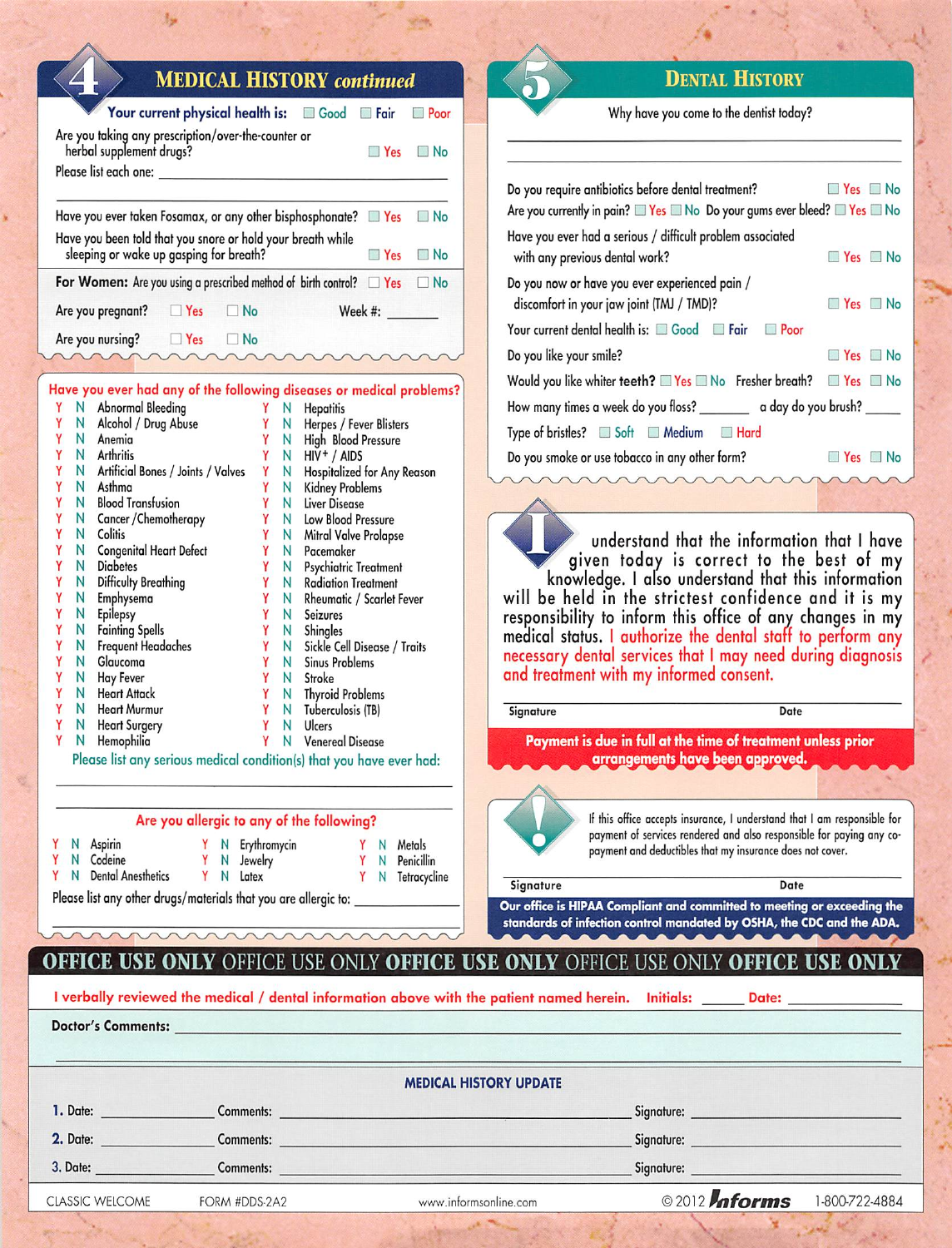## 4 MEDICAL HISTORY *continued*

**Your current physical health is:** ☐ Good ☐ Fair ☐ Poor

Are you taking any prescription/over-the-counter or herbal supplement drugs? ☐ Yes ☐ No

Please list each one: ______________________

______________________

Have you ever taken Fosamax, or any other bisphosphonate? ☐ Yes ☐ No

Have you been told that you snore or hold your breath while sleeping or wake up gasping for breath? ☐ Yes ☐ No

**For Women:** Are you using a prescribed method of birth control? ☐ Yes ☐ No

Are you pregnant? ☐ Yes ☐ No Week #: ________

Are you nursing? ☐ Yes ☐ No

**Have you ever had any of the following diseases or medical problems?**

| | | | | | |
|---|---|---|---|---|---|
| Y | N | Abnormal Bleeding | Y | N | Hepatitis |
| Y | N | Alcohol / Drug Abuse | Y | N | Herpes / Fever Blisters |
| Y | N | Anemia | Y | N | High Blood Pressure |
| Y | N | Arthritis | Y | N | HIV+ / AIDS |
| Y | N | Artificial Bones / Joints / Valves | Y | N | Hospitalized for Any Reason |
| Y | N | Asthma | Y | N | Kidney Problems |
| Y | N | Blood Transfusion | Y | N | Liver Disease |
| Y | N | Cancer / Chemotherapy | Y | N | Low Blood Pressure |
| Y | N | Colitis | Y | N | Mitral Valve Prolapse |
| Y | N | Congenital Heart Defect | Y | N | Pacemaker |
| Y | N | Diabetes | Y | N | Psychiatric Treatment |
| Y | N | Difficulty Breathing | Y | N | Radiation Treatment |
| Y | N | Emphysema | Y | N | Rheumatic / Scarlet Fever |
| Y | N | Epilepsy | Y | N | Seizures |
| Y | N | Fainting Spells | Y | N | Shingles |
| Y | N | Frequent Headaches | Y | N | Sickle Cell Disease / Traits |
| Y | N | Glaucoma | Y | N | Sinus Problems |
| Y | N | Hay Fever | Y | N | Stroke |
| Y | N | Heart Attack | Y | N | Thyroid Problems |
| Y | N | Heart Murmur | Y | N | Tuberculosis (TB) |
| Y | N | Heart Surgery | Y | N | Ulcers |
| Y | N | Hemophilia | Y | N | Venereal Disease |

Please list any serious medical condition(s) that you have ever had:

______________________

______________________

**Are you allergic to any of the following?**

| | | | | | | | | |
|---|---|---|---|---|---|---|---|---|
| Y | N | Aspirin | Y | N | Erythromycin | Y | N | Metals |
| Y | N | Codeine | Y | N | Jewelry | Y | N | Penicillin |
| Y | N | Dental Anesthetics | Y | N | Latex | Y | N | Tetracycline |

Please list any other drugs/materials that you are allergic to: ______________________

______________________

## 5 DENTAL HISTORY

Why have you come to the dentist today?

______________________

______________________

Do you require antibiotics before dental treatment? ☐ Yes ☐ No

Are you currently in pain? ☐ Yes ☐ No Do your gums ever bleed? ☐ Yes ☐ No

Have you ever had a serious / difficult problem associated with any previous dental work? ☐ Yes ☐ No

Do you now or have you ever experienced pain / discomfort in your jaw joint (TMJ / TMD)? ☐ Yes ☐ No

Your current dental health is: ☐ Good ☐ Fair ☐ Poor

Do you like your smile? ☐ Yes ☐ No

Would you like whiter **teeth?** ☐ Yes ☐ No Fresher breath? ☐ Yes ☐ No

How many times a week do you floss? ________ a day do you brush? ______

Type of bristles? ☐ Soft ☐ Medium ☐ Hard

Do you smoke or use tobacco in any other form? ☐ Yes ☐ No

I understand that the information that I have given today is correct to the best of my knowledge. I also understand that this information will be held in the strictest confidence and it is my responsibility to inform this office of any changes in my medical status. I authorize the dental staff to perform any necessary dental services that I may need during diagnosis and treatment with my informed consent.

Signature ______________________ Date ____________

**Payment is due in full at the time of treatment unless prior arrangements have been approved.**

If this office accepts insurance, I understand that I am responsible for payment of services rendered and also responsible for paying any co-payment and deductibles that my insurance does not cover.

Signature ______________________ Date ____________

**Our office is HIPAA Compliant and committed to meeting or exceeding the standards of infection control mandated by OSHA, the CDC and the ADA.**

## OFFICE USE ONLY OFFICE USE ONLY OFFICE USE ONLY OFFICE USE ONLY OFFICE USE ONLY

I verbally reviewed the medical / dental information above with the patient named herein. Initials: ______ Date: ____________

**Doctor's Comments:** ______________________

______________________

**MEDICAL HISTORY UPDATE**

1. Date: ____________ Comments: ______________________ Signature: ____________
2. Date: ____________ Comments: ______________________ Signature: ____________
3. Date: ____________ Comments: ______________________ Signature: ____________

CLASSIC WELCOME FORM #DDS-2A2 www.informsonline.com © 2012 Informs 1-800-722-4884